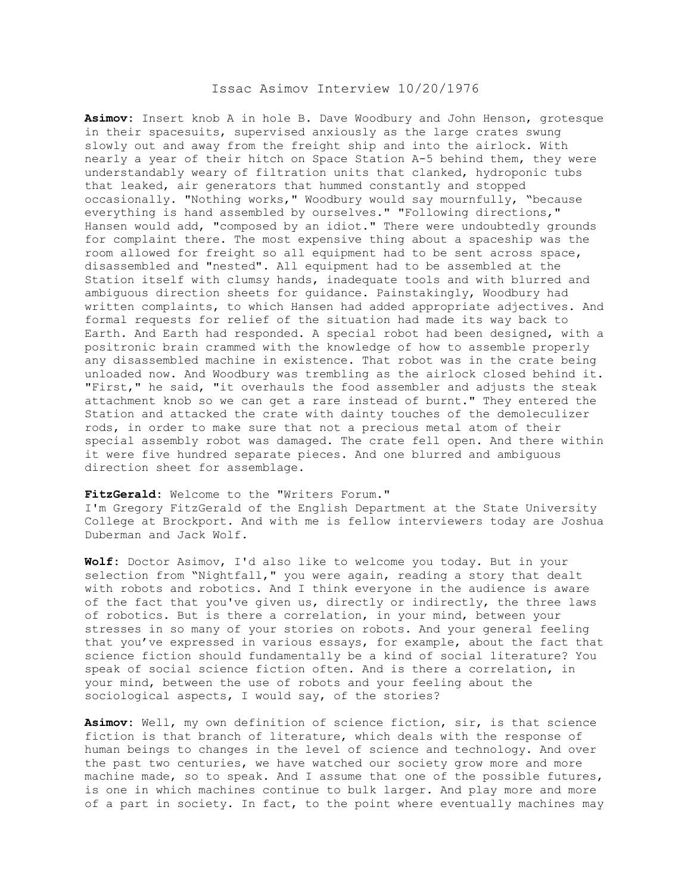# Issac Asimov Interview 10/20/1976

**Asimov**: Insert knob A in hole B. Dave Woodbury and John Henson, grotesque in their spacesuits, supervised anxiously as the large crates swung slowly out and away from the freight ship and into the airlock. With nearly a year of their hitch on Space Station A-5 behind them, they were understandably weary of filtration units that clanked, hydroponic tubs that leaked, air generators that hummed constantly and stopped occasionally. "Nothing works," Woodbury would say mournfully, "because everything is hand assembled by ourselves." "Following directions," Hansen would add, "composed by an idiot." There were undoubtedly grounds for complaint there. The most expensive thing about a spaceship was the room allowed for freight so all equipment had to be sent across space, disassembled and "nested". All equipment had to be assembled at the Station itself with clumsy hands, inadequate tools and with blurred and ambiguous direction sheets for guidance. Painstakingly, Woodbury had written complaints, to which Hansen had added appropriate adjectives. And formal requests for relief of the situation had made its way back to Earth. And Earth had responded. A special robot had been designed, with a positronic brain crammed with the knowledge of how to assemble properly any disassembled machine in existence. That robot was in the crate being unloaded now. And Woodbury was trembling as the airlock closed behind it. "First," he said, "it overhauls the food assembler and adjusts the steak attachment knob so we can get a rare instead of burnt." They entered the Station and attacked the crate with dainty touches of the demoleculizer rods, in order to make sure that not a precious metal atom of their special assembly robot was damaged. The crate fell open. And there within it were five hundred separate pieces. And one blurred and ambiguous direction sheet for assemblage.

**FitzGerald**: Welcome to the "Writers Forum."
I'm Gregory FitzGerald of the English Department at the State University College at Brockport. And with me is fellow interviewers today are Joshua Duberman and Jack Wolf.

**Wolf**: Doctor Asimov, I'd also like to welcome you today. But in your selection from "Nightfall," you were again, reading a story that dealt with robots and robotics. And I think everyone in the audience is aware of the fact that you've given us, directly or indirectly, the three laws of robotics. But is there a correlation, in your mind, between your stresses in so many of your stories on robots. And your general feeling that you've expressed in various essays, for example, about the fact that science fiction should fundamentally be a kind of social literature? You speak of social science fiction often. And is there a correlation, in your mind, between the use of robots and your feeling about the sociological aspects, I would say, of the stories?

**Asimov**: Well, my own definition of science fiction, sir, is that science fiction is that branch of literature, which deals with the response of human beings to changes in the level of science and technology. And over the past two centuries, we have watched our society grow more and more machine made, so to speak. And I assume that one of the possible futures, is one in which machines continue to bulk larger. And play more and more of a part in society. In fact, to the point where eventually machines may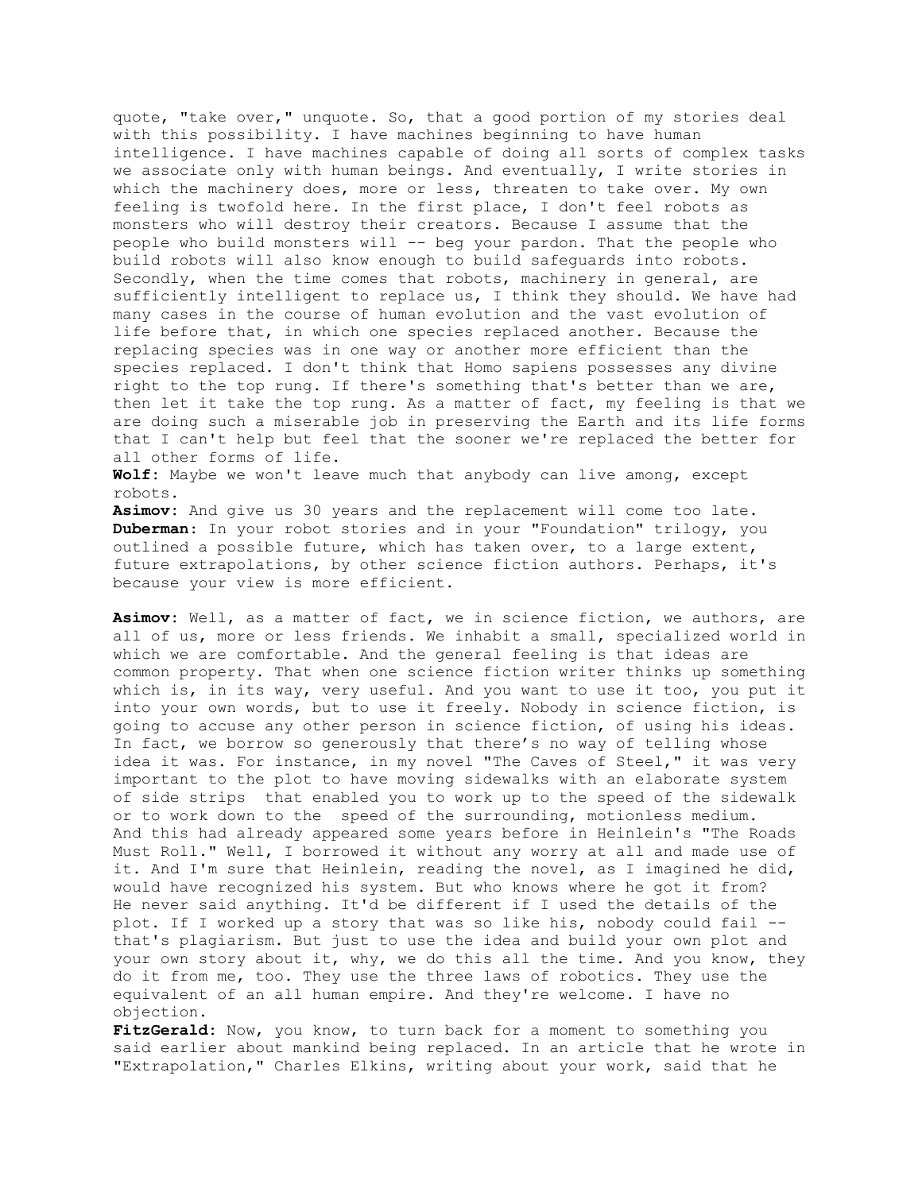quote, "take over," unquote. So, that a good portion of my stories deal with this possibility. I have machines beginning to have human intelligence. I have machines capable of doing all sorts of complex tasks we associate only with human beings. And eventually, I write stories in which the machinery does, more or less, threaten to take over. My own feeling is twofold here. In the first place, I don't feel robots as monsters who will destroy their creators. Because I assume that the people who build monsters will -- beg your pardon. That the people who build robots will also know enough to build safeguards into robots. Secondly, when the time comes that robots, machinery in general, are sufficiently intelligent to replace us, I think they should. We have had many cases in the course of human evolution and the vast evolution of life before that, in which one species replaced another. Because the replacing species was in one way or another more efficient than the species replaced. I don't think that Homo sapiens possesses any divine right to the top rung. If there's something that's better than we are, then let it take the top rung. As a matter of fact, my feeling is that we are doing such a miserable job in preserving the Earth and its life forms that I can't help but feel that the sooner we're replaced the better for all other forms of life.

**Wolf**: Maybe we won't leave much that anybody can live among, except robots.

**Asimov**: And give us 30 years and the replacement will come too late.

**Duberman**: In your robot stories and in your "Foundation" trilogy, you outlined a possible future, which has taken over, to a large extent, future extrapolations, by other science fiction authors. Perhaps, it's because your view is more efficient.

**Asimov**: Well, as a matter of fact, we in science fiction, we authors, are all of us, more or less friends. We inhabit a small, specialized world in which we are comfortable. And the general feeling writer is that ideas are common property. That when one science fiction writer thinks up something which is, in its way, very useful. And you want to use it too, you put it into your own words, but to use it freely. Nobody in science fiction, is going to accuse any other person in science fiction, of using his ideas. In fact, we borrow so generously that there's no way of telling whose idea it was. For instance, in my novel "The Caves of Steel," it was very important to the plot to have moving sidewalks with an elaborate system of side strips that enabled you to work up to the speed of the sidewalk or to work down to the speed of the surrounding, motionless medium. And this had already appeared some years before in Heinlein's "The Roads Must Roll." Well, I borrowed it without any worry at all and made use of it. And I'm sure that Heinlein, reading the novel, as I imagined he did, would have recognized his system. But who knows where he got it from? He never said anything. It'd be different if I used the details of the plot. If I worked up a story that was so like his, nobody could fail -- that's plagiarism. But just to use the idea and build your own plot and your own story about it, why, we do this all the time. And you know, they do it from me, too. They use the three laws of robotics. They use the equivalent of an all human empire. And they're welcome. I have no objection.

**FitzGerald**: Now, you know, to turn back for a moment to something you said earlier about mankind being replaced. In an article that he wrote in "Extrapolation," Charles Elkins, writing about your work, said that he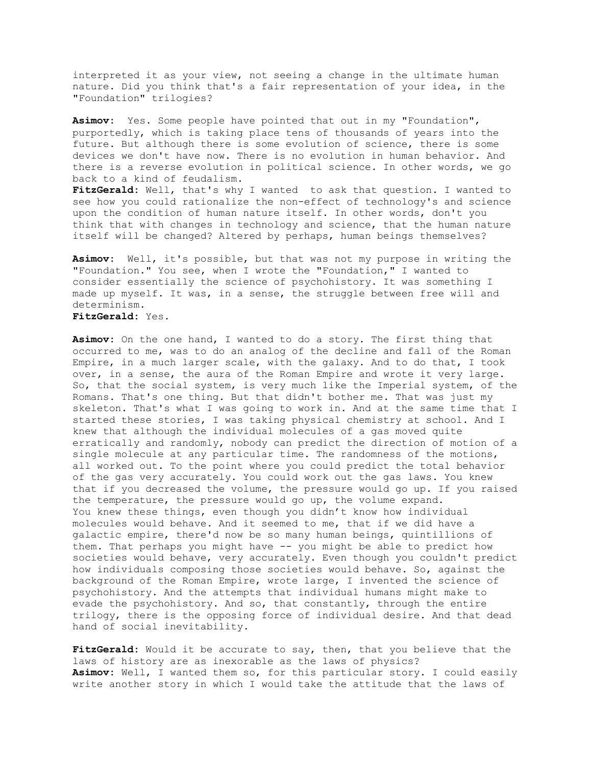interpreted it as your view, not seeing a change in the ultimate human nature. Did you think that's a fair representation of your idea, in the "Foundation" trilogies?

**Asimov**: Yes. Some people have pointed that out in my "Foundation", purportedly, which is taking place tens of thousands of years into the future. But although there is some evolution of science, there is some devices we don't have now. There is no evolution in human behavior. And there is a reverse evolution in political science. In other words, we go back to a kind of feudalism.

**FitzGerald**: Well, that's why I wanted to ask that question. I wanted to see how you could rationalize the non-effect of technology's and science upon the condition of human nature itself. In other words, don't you think that with changes in technology and science, that the human nature itself will be changed? Altered by perhaps, human beings themselves?

**Asimov**: Well, it's possible, but that was not my purpose in writing the "Foundation." You see, when I wrote the "Foundation," I wanted to consider essentially the science of psychohistory. It was something I made up myself. It was, in a sense, the struggle between free will and determinism.

**FitzGerald**: Yes.

**Asimov**: On the one hand, I wanted to do a story. The first thing that occurred to me, was to do an analog of the decline and fall of the Roman Empire, in a much larger scale, with the galaxy. And to do that, I took over, in a sense, the aura of the Roman Empire and wrote it very large. So, that the social system, is very much like the Imperial system, of the Romans. That's one thing. But that didn't bother me. That was just my skeleton. That's what I was going to work in. And at the same time that I started these stories, I was taking physical chemistry at school. And I knew that although the individual molecules of a gas moved quite erratically and randomly, nobody can predict the direction of motion of a single molecule at any particular time. The randomness of the motions, all worked out. To the point where you could predict the total behavior of the gas very accurately. You could work out the gas laws. You knew that if you decreased the volume, the pressure would go up. If you raised the temperature, the pressure would go up, the volume expand. You knew these things, even though you didn't know how individual molecules would behave. And it seemed to me, that if we did have a galactic empire, there'd now be so many human beings, quintillions of them. That perhaps you might have -- you might be able to predict how societies would behave, very accurately. Even though you couldn't predict how individuals composing those societies would behave. So, against the background of the Roman Empire, wrote large, I invented the science of psychohistory. And the attempts that individual humans might make to evade the psychohistory. And so, that constantly, through the entire trilogy, there is the opposing force of individual desire. And that dead hand of social inevitability.

**FitzGerald**: Would it be accurate to say, then, that you believe that the laws of history are as inexorable as the laws of physics?

**Asimov**: Well, I wanted them so, for this particular story. I could easily write another story in which I would take the attitude that the laws of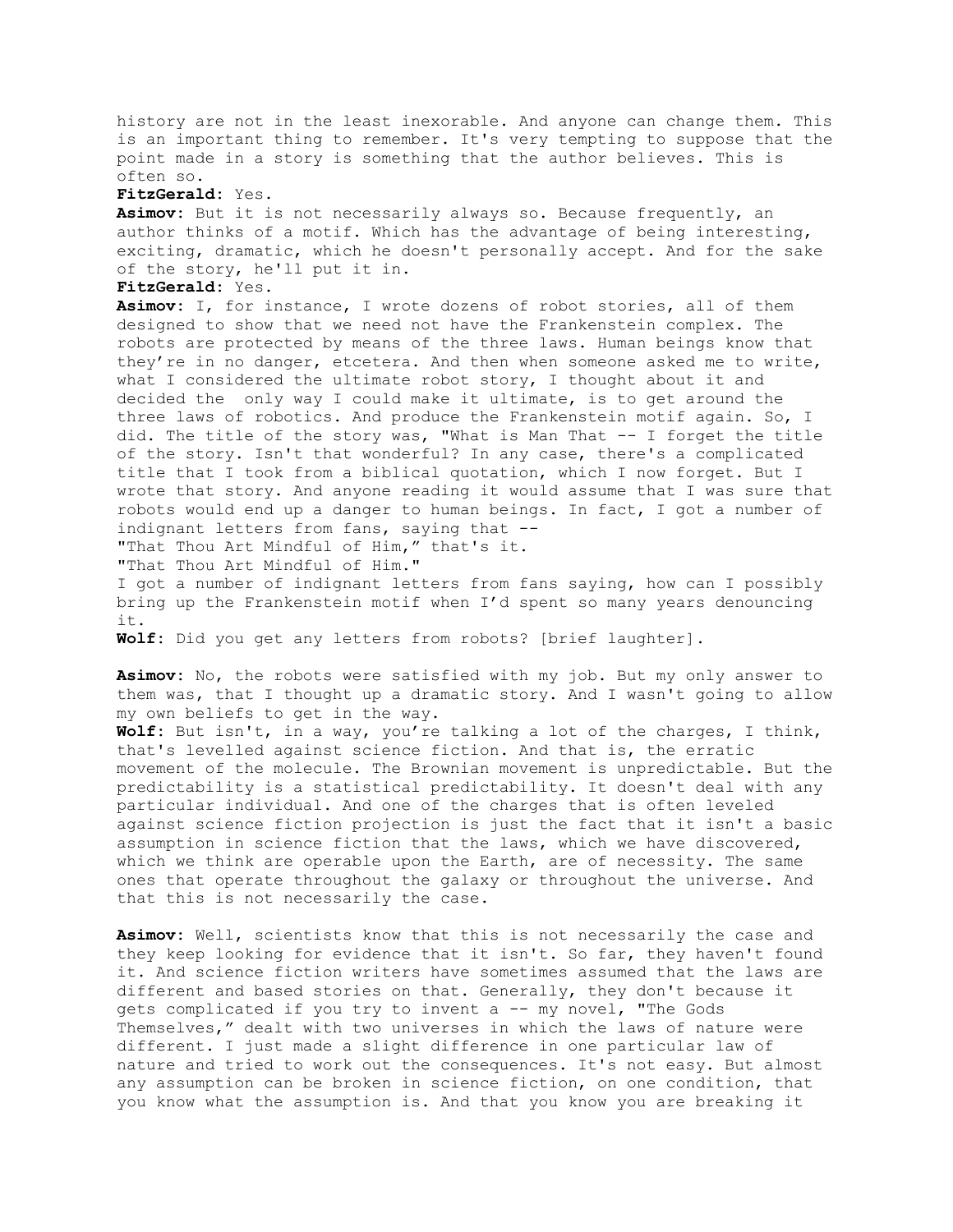history are not in the least inexorable. And anyone can change them. This is an important thing to remember. It's very tempting to suppose that the point made in a story is something that the author believes. This is often so.

**FitzGerald**: Yes.

**Asimov**: But it is not necessarily always so. Because frequently, an author thinks of a motif. Which has the advantage of being interesting, exciting, dramatic, which he doesn't personally accept. And for the sake of the story, he'll put it in.

**FitzGerald**: Yes.

**Asimov**: I, for instance, I wrote dozens of robot stories, all of them designed to show that we need not have the Frankenstein complex. The robots are protected by means of the three laws. Human beings know that they're in no danger, etcetera. And then when someone asked me to write, what I considered the ultimate robot story, I thought about it and decided the only way I could make it ultimate, is to get around the three laws of robotics. And produce the Frankenstein motif again. So, I did. The title of the story was, "What is Man That -- I forget the title of the story. Isn't that wonderful? In any case, there's a complicated title that I took from a biblical quotation, which I now forget. But I wrote that story. And anyone reading it would assume that I was sure that robots would end up a danger to human beings. In fact, I got a number of indignant letters from fans, saying that --
"That Thou Art Mindful of Him," that's it.
"That Thou Art Mindful of Him."
I got a number of indignant letters from fans saying, how can I possibly bring up the Frankenstein motif when I'd spent so many years denouncing it.

**Wolf**: Did you get any letters from robots? [brief laughter].

**Asimov**: No, the robots were satisfied with my job. But my only answer to them was, that I thought up a dramatic story. And I wasn't going to allow my own beliefs to get in the way.

**Wolf**: But isn't, in a way, you're talking a lot of the charges, I think, that's levelled against science fiction. And that is, the erratic movement of the molecule. The Brownian movement is unpredictable. But the predictability is a statistical predictability. It doesn't deal with any particular individual. And one of the charges that is often leveled against science fiction projection is just the fact that it isn't a basic assumption in science fiction that the laws, which we have discovered, which we think are operable upon the Earth, are of necessity. The same ones that operate throughout the galaxy or throughout the universe. And that this is not necessarily the case.

**Asimov**: Well, scientists know that this is not necessarily the case and they keep looking for evidence that it isn't. So far, they haven't found it. And science fiction writers have sometimes assumed that the laws are different and based stories on that. Generally, they don't because it gets complicated if you try to invent a -- my novel, "The Gods Themselves," dealt with two universes in which the laws of nature were different. I just made a slight difference in one particular law of nature and tried to work out the consequences. It's not easy. But almost any assumption can be broken in science fiction, on one condition, that you know what the assumption is. And that you know you are breaking it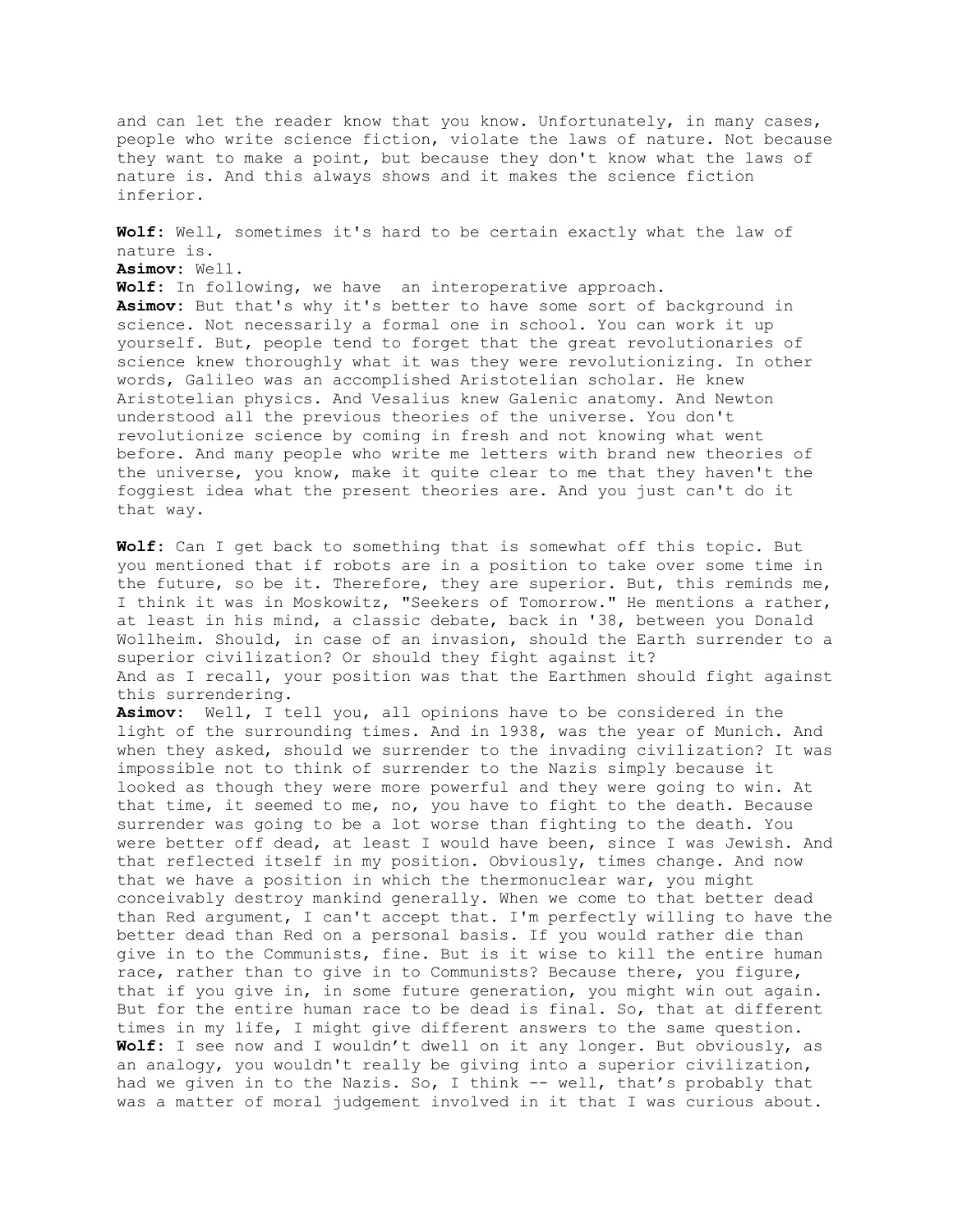and can let the reader know that you know. Unfortunately, in many cases, people who write science fiction, violate the laws of nature. Not because they want to make a point, but because they don't know what the laws of nature is. And this always shows and it makes the science fiction inferior.

**Wolf**: Well, sometimes it's hard to be certain exactly what the law of nature is.
**Asimov**: Well.
**Wolf**: In following, we have an interoperative approach.
**Asimov**: But that's why it's better to have some sort of background in science. Not necessarily a formal one in school. You can work it up yourself. But, people tend to forget that the great revolutionaries of science knew thoroughly what it was they were revolutionizing. In other words, Galileo was an accomplished Aristotelian scholar. He knew Aristotelian physics. And Vesalius knew Galenic anatomy. And Newton understood all the previous theories of the universe. You don't revolutionize science by coming in fresh and not knowing what went before. And many people who write me letters with brand new theories of the universe, you know, make it quite clear to me that they haven't the foggiest idea what the present theories are. And you just can't do it that way.

**Wolf**: Can I get back to something that is somewhat off this topic. But you mentioned that if robots are in a position to take over some time in the future, so be it. Therefore, they are superior. But, this reminds me, I think it was in Moskowitz, "Seekers of Tomorrow." He mentions a rather, at least in his mind, a classic debate, back in '38, between you Donald Wollheim. Should, in case of an invasion, should the Earth surrender to a superior civilization? Or should they fight against it?
And as I recall, your position was that the Earthmen should fight against this surrendering.
**Asimov**: Well, I tell you, all opinions have to be considered in the light of the surrounding times. And in 1938, was the year of Munich. And when they asked, should we surrender to the invading civilization? It was impossible not to think of surrender to the Nazis simply because it looked as though they were more powerful and they were going to win. At that time, it seemed to me, no, you have to fight to the death. Because surrender was going to be a lot worse than fighting to the death. You were better off dead, at least I would have been, since I was Jewish. And that reflected itself in my position. Obviously, times change. And now that we have a position in which the thermonuclear war, you might conceivably destroy mankind generally. When we come to that better dead than Red argument, I can't accept that. I'm perfectly willing to have the better dead than Red on a personal basis. If you would rather die than give in to the Communists, fine. But is it wise to kill the entire human race, rather than to give in to Communists? Because there, you figure, that if you give in, in some future generation, you might win out again. But for the entire human race to be dead is final. So, that at different times in my life, I might give different answers to the same question.
**Wolf**: I see now and I wouldn't dwell on it any longer. But obviously, as an analogy, you wouldn't really be giving into a superior civilization, had we given in to the Nazis. So, I think -- well, that's probably that was a matter of moral judgement involved in it that I was curious about.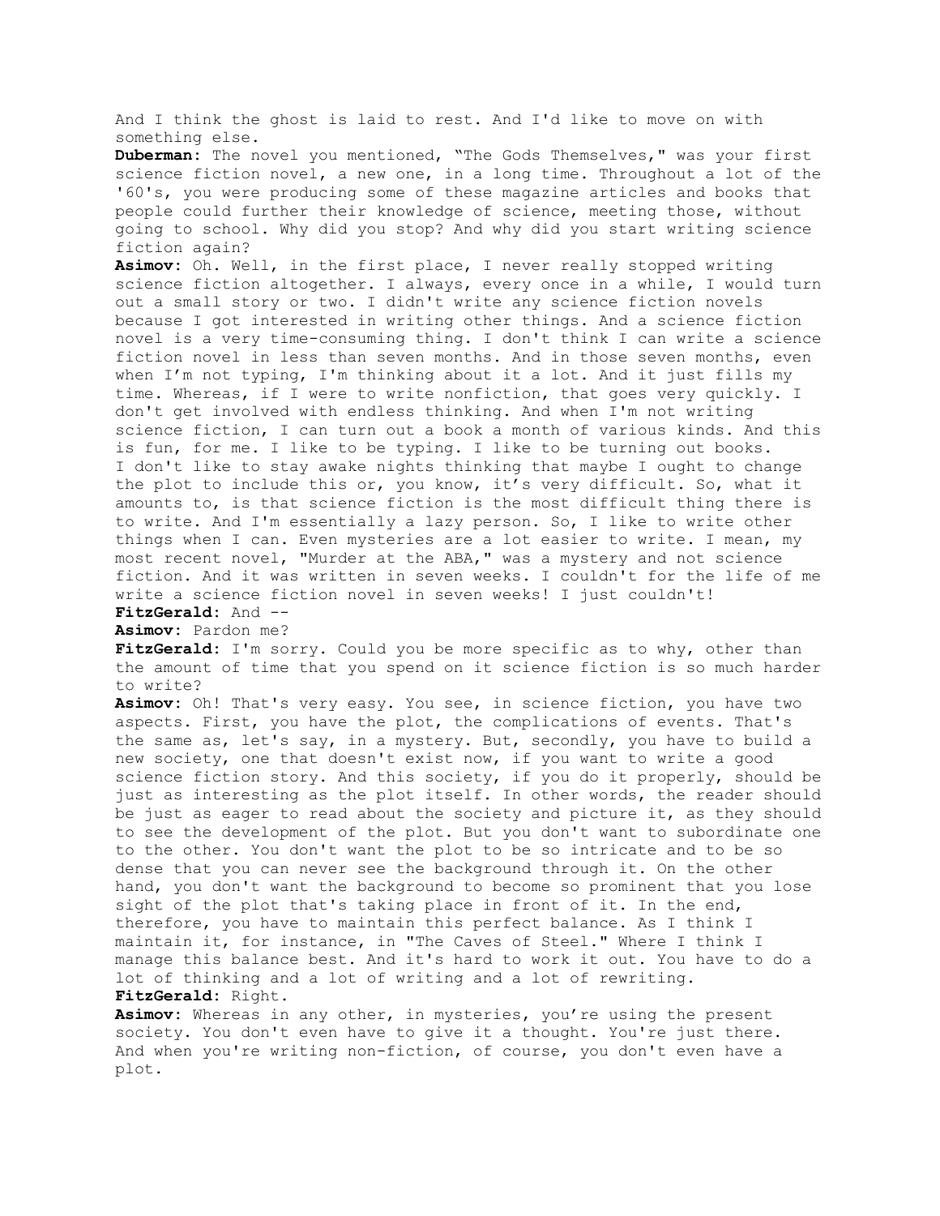And I think the ghost is laid to rest. And I'd like to move on with something else.

**Duberman**: The novel you mentioned, "The Gods Themselves," was your first science fiction novel, a new one, in a long time. Throughout a lot of the '60's, you were producing some of these magazine articles and books that people could further their knowledge of science, meeting those, without going to school. Why did you stop? And why did you start writing science fiction again?

**Asimov**: Oh. Well, in the first place, I never really stopped writing science fiction altogether. I always, every once in a while, I would turn out a small story or two. I didn't write any science fiction novels because I got interested in writing other things. And a science fiction novel is a very time-consuming thing. I don't think I can write a science fiction novel in less than seven months. And in those seven months, even when I'm not typing, I'm thinking about it a lot. And it just fills my time. Whereas, if I were to write nonfiction, that goes very quickly. I don't get involved with endless thinking. And when I'm not writing science fiction, I can turn out a book a month of various kinds. And this is fun, for me. I like to be typing. I like to be turning out books. I don't like to stay awake nights thinking that maybe I ought to change the plot to include this or, you know, it's very difficult. So, what it amounts to, is that science fiction is the most difficult thing there is to write. And I'm essentially a lazy person. So, I like to write other things when I can. Even mysteries are a lot easier to write. I mean, my most recent novel, "Murder at the ABA," was a mystery and not science fiction. And it was written in seven weeks. I couldn't for the life of me write a science fiction novel in seven weeks! I just couldn't!

**FitzGerald**: And --

**Asimov**: Pardon me?

**FitzGerald**: I'm sorry. Could you be more specific as to why, other than the amount of time that you spend on it science fiction is so much harder to write?

**Asimov**: Oh! That's very easy. You see, in science fiction, you have two aspects. First, you have the plot, the complications of events. That's the same as, let's say, in a mystery. But, secondly, you have to build a new society, one that doesn't exist now, if you want to write a good science fiction story. And this society, if you do it properly, should be just as interesting as the plot itself. In other words, the reader should be just as eager to read about the society and picture it, as they should to see the development of the plot. But you don't want to subordinate one to the other. You don't want the plot to be so intricate and to be so dense that you can never see the background through it. On the other hand, you don't want the background to become so prominent that you lose sight of the plot that's taking place in front of it. In the end, therefore, you have to maintain this perfect balance. As I think I maintain it, for instance, in "The Caves of Steel." Where I think I manage this balance best. And it's hard to work it out. You have to do a lot of thinking and a lot of writing and a lot of rewriting.

**FitzGerald**: Right.

**Asimov**: Whereas in any other, in mysteries, you're using the present society. You don't even have to give it a thought. You're just there. And when you're writing non-fiction, of course, you don't even have a plot.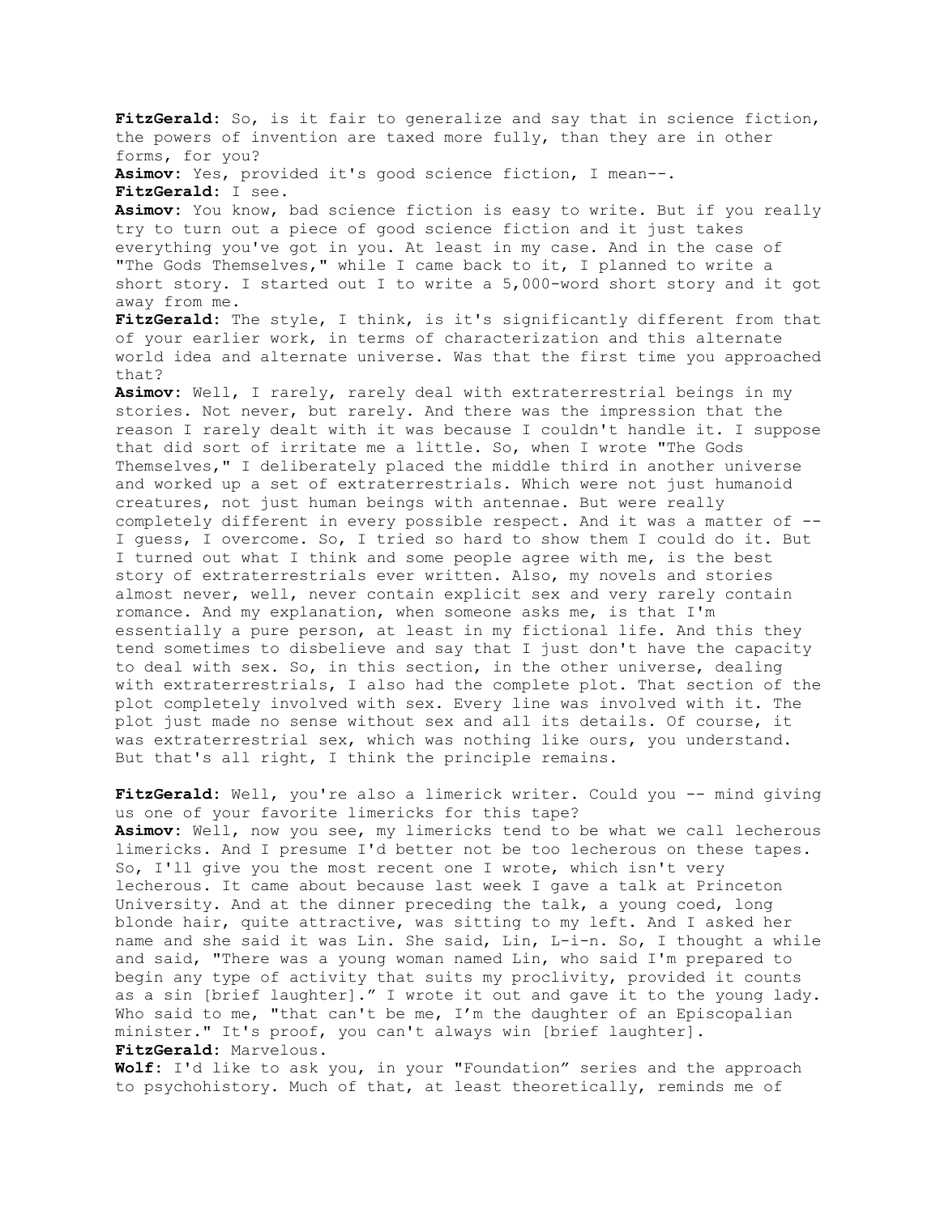**FitzGerald:** So, is it fair to generalize and say that in science fiction, the powers of invention are taxed more fully, than they are in other forms, for you?

**Asimov:** Yes, provided it's good science fiction, I mean--.

**FitzGerald:** I see.

**Asimov:** You know, bad science fiction is easy to write. But if you really try to turn out a piece of good science fiction and it just takes everything you've got in you. At least in my case. And in the case of "The Gods Themselves," while I came back to it, I planned to write a short story. I started out I to write a 5,000-word short story and it got away from me.

**FitzGerald:** The style, I think, is it's significantly different from that of your earlier work, in terms of characterization and this alternate world idea and alternate universe. Was that the first time you approached that?

**Asimov:** Well, I rarely, rarely deal with extraterrestrial beings in my stories. Not never, but rarely. And there was the impression that the reason I rarely dealt with it was because I couldn't handle it. I suppose that did sort of irritate me a little. So, when I wrote "The Gods Themselves," I deliberately placed the middle third in another universe and worked up a set of extraterrestrials. Which were not just humanoid creatures, not just human beings with antennae. But were really completely different in every possible respect. And it was a matter of -- I guess, I overcome. So, I tried so hard to show them I could do it. But I turned out what I think and some people agree with me, is the best story of extraterrestrials ever written. Also, my novels and stories almost never, well, never contain explicit sex and very rarely contain romance. And my explanation, when someone asks me, is that I'm essentially a pure person, at least in my fictional life. And this they tend sometimes to disbelieve and say that I just don't have the capacity to deal with sex. So, in this section, in the other universe, dealing with extraterrestrials, I also had the complete plot. That section of the plot completely involved with sex. Every line was involved with it. The plot just made no sense without sex and all its details. Of course, it was extraterrestrial sex, which was nothing like ours, you understand. But that's all right, I think the principle remains.

**FitzGerald:** Well, you're also a limerick writer. Could you -- mind giving us one of your favorite limericks for this tape?

**Asimov:** Well, now you see, my limericks tend to be what we call lecherous limericks. And I presume I'd better not be too lecherous on these tapes. So, I'll give you the most recent one I wrote, which isn't very lecherous. It came about because last week I gave a talk at Princeton University. And at the dinner preceding the talk, a young coed, long blonde hair, quite attractive, was sitting to my left. And I asked her name and she said it was Lin. She said, Lin, L-i-n. So, I thought a while and said, "There was a young woman named Lin, who said I'm prepared to begin any type of activity that suits my proclivity, provided it counts as a sin [brief laughter]." I wrote it out and gave it to the young lady. Who said to me, "that can't be me, I'm the daughter of an Episcopalian minister." It's proof, you can't always win [brief laughter].

**FitzGerald:** Marvelous.

**Wolf:** I'd like to ask you, in your "Foundation" series and the approach to psychohistory. Much of that, at least theoretically, reminds me of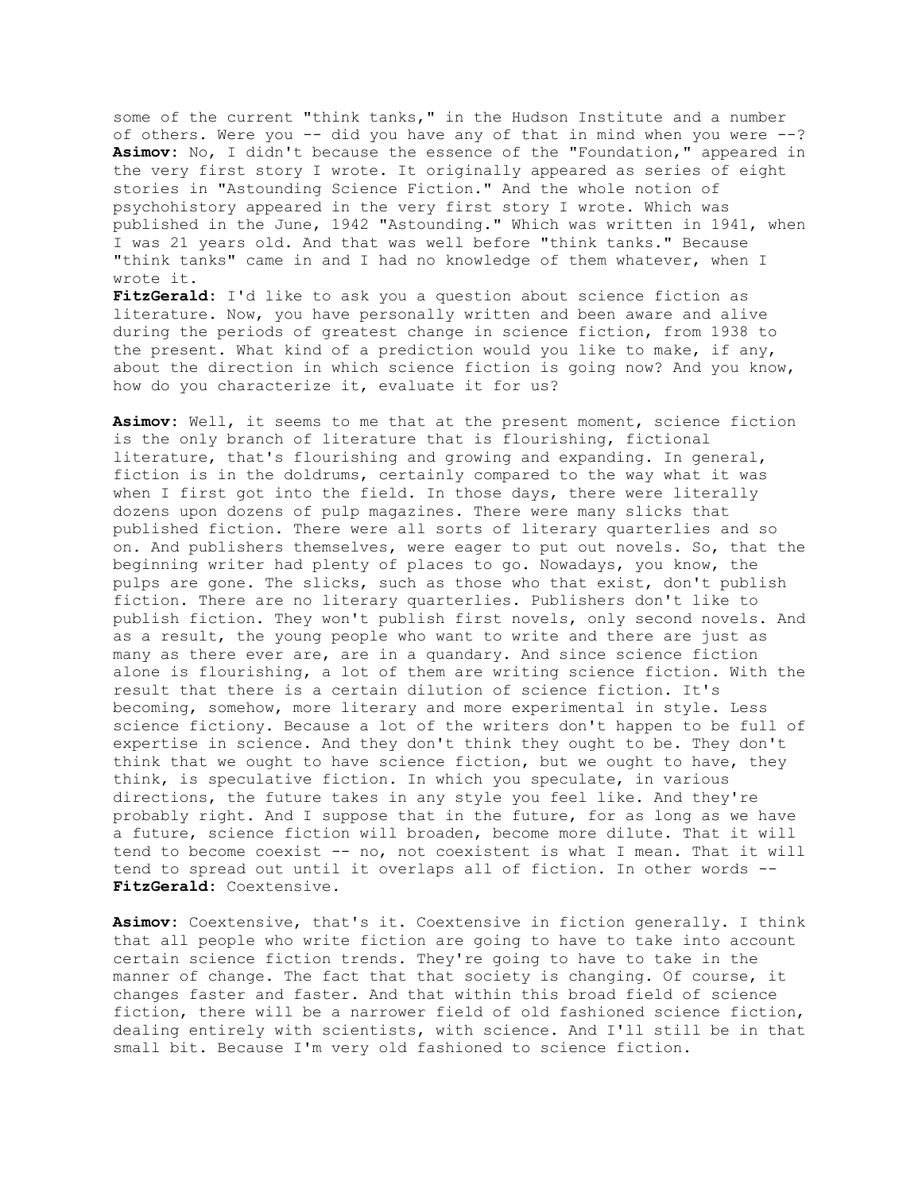some of the current "think tanks," in the Hudson Institute and a number of others. Were you -- did you have any of that in mind when you were --?

**Asimov**: No, I didn't because the essence of the "Foundation," appeared in the very first story I wrote. It originally appeared as series of eight stories in "Astounding Science Fiction." And the whole notion of psychohistory appeared in the very first story I wrote. Which was published in the June, 1942 "Astounding." Which was written in 1941, when I was 21 years old. And that was well before "think tanks." Because "think tanks" came in and I had no knowledge of them whatever, when I wrote it.

**FitzGerald**: I'd like to ask you a question about science fiction as literature. Now, you have personally written and been aware and alive during the periods of greatest change in science fiction, from 1938 to the present. What kind of a prediction would you like to make, if any, about the direction in which science fiction is going now? And you know, how do you characterize it, evaluate it for us?

**Asimov**: Well, it seems to me that at the present moment, science fiction is the only branch of literature that is flourishing, fictional literature, that's flourishing and growing and expanding. In general, fiction is in the doldrums, certainly compared to the way what it was when I first got into the field. In those days, there were literally dozens upon dozens of pulp magazines. There were many slicks that published fiction. There were all sorts of literary quarterlies and so on. And publishers themselves, were eager to put out novels. So, that the beginning writer had plenty of places to go. Nowadays, you know, the pulps are gone. The slicks, such as those who that exist, don't publish fiction. There are no literary quarterlies. Publishers don't like to publish fiction. They won't publish first novels, only second novels. And as a result, the young people who want to write and there are just as many as there ever are, are in a quandary. And since science fiction alone is flourishing, a lot of them are writing science fiction. With the result that there is a certain dilution of science fiction. It's becoming, somehow, more literary and more experimental in style. Less science fictiony. Because a lot of the writers don't happen to be full of expertise in science. And they don't think they ought to be. They don't think that we ought to have science fiction, but we ought to have, they think, is speculative fiction. In which you speculate, in various directions, the future takes in any style you feel like. And they're probably right. And I suppose that in the future, for as long as we have a future, science fiction will broaden, become more dilute. That it will tend to become coexist -- no, not coexistent is what I mean. That it will tend to spread out until it overlaps all of fiction. In other words --

**FitzGerald**: Coextensive.

**Asimov**: Coextensive, that's it. Coextensive in fiction generally. I think that all people who write fiction are going to have to take into account certain science fiction trends. They're going to have to take in the manner of change. The fact that that society is changing. Of course, it changes faster and faster. And that within this broad field of science fiction, there will be a narrower field of old fashioned science fiction, dealing entirely with scientists, with science. And I'll still be in that small bit. Because I'm very old fashioned to science fiction.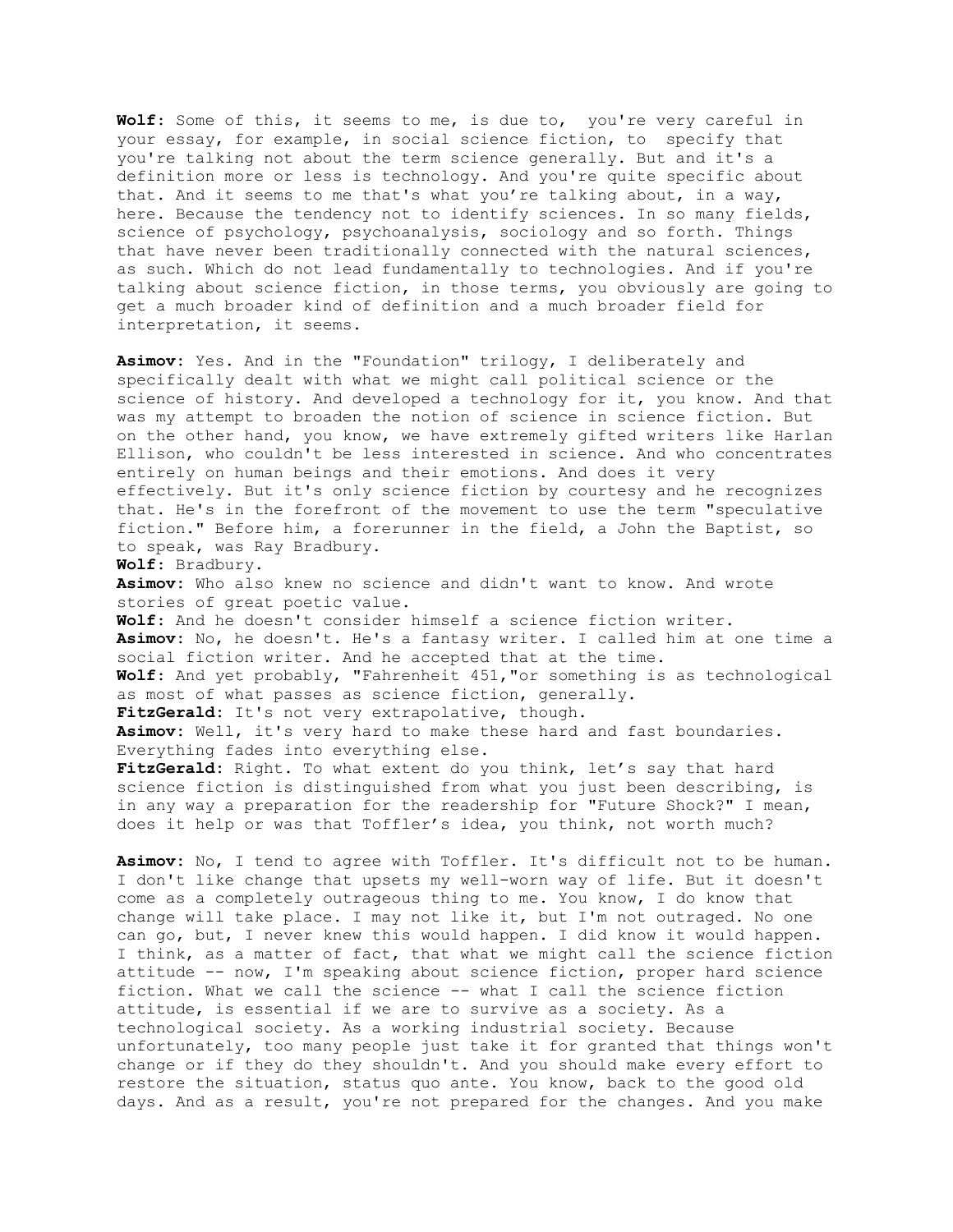**Wolf**: Some of this, it seems to me, is due to, you're very careful in your essay, for example, in social science fiction, to specify that you're talking not about the term science generally. But and it's a definition more or less is technology. And you're quite specific about that. And it seems to me that's what you're talking about, in a way, here. Because the tendency not to identify sciences. In so many fields, science of psychology, psychoanalysis, sociology and so forth. Things that have never been traditionally connected with the natural sciences, as such. Which do not lead fundamentally to technologies. And if you're talking about science fiction, in those terms, you obviously are going to get a much broader kind of definition and a much broader field for interpretation, it seems.

**Asimov**: Yes. And in the "Foundation" trilogy, I deliberately and specifically dealt with what we might call political science or the science of history. And developed a technology for it, you know. And that was my attempt to broaden the notion of science in science fiction. But on the other hand, you know, we have extremely gifted writers like Harlan Ellison, who couldn't be less interested in science. And who concentrates entirely on human beings and their emotions. And does it very effectively. But it's only science fiction by courtesy and he recognizes that. He's in the forefront of the movement to use the term "speculative fiction." Before him, a forerunner in the field, a John the Baptist, so to speak, was Ray Bradbury.

**Wolf**: Bradbury.

**Asimov**: Who also knew no science and didn't want to know. And wrote stories of great poetic value.

**Wolf**: And he doesn't consider himself a science fiction writer.

**Asimov**: No, he doesn't. He's a fantasy writer. I called him at one time a social fiction writer. And he accepted that at the time.

**Wolf**: And yet probably, "Fahrenheit 451,"or something is as technological as most of what passes as science fiction, generally.

**FitzGerald**: It's not very extrapolative, though.

**Asimov**: Well, it's very hard to make these hard and fast boundaries. Everything fades into everything else.

**FitzGerald**: Right. To what extent do you think, let's say that hard science fiction is distinguished from what you just been describing, is in any way a preparation for the readership for "Future Shock?" I mean, does it help or was that Toffler's idea, you think, not worth much?

**Asimov**: No, I tend to agree with Toffler. It's difficult not to be human. I don't like change that upsets my well-worn way of life. But it doesn't come as a completely outrageous thing to me. You know, I do know that change will take place. I may not like it, but I'm not outraged. No one can go, but, I never knew this would happen. I did know it would happen. I think, as a matter of fact, that what we might call the science fiction attitude -- now, I'm speaking about science fiction, proper hard science fiction. What we call the science -- what I call the science fiction attitude, is essential if we are to survive as a society. As a technological society. As a working industrial society. Because unfortunately, too many people just take it for granted that things won't change or if they do they shouldn't. And you should make every effort to restore the situation, status quo ante. You know, back to the good old days. And as a result, you're not prepared for the changes. And you make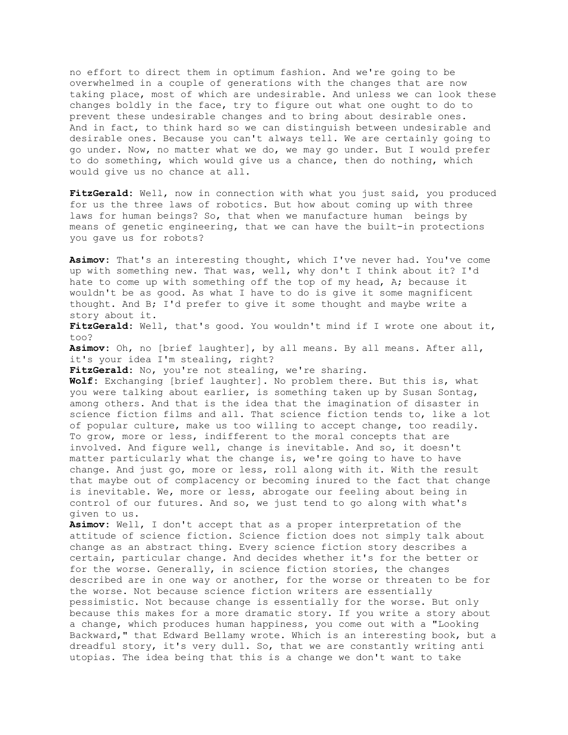no effort to direct them in optimum fashion. And we're going to be overwhelmed in a couple of generations with the changes that are now taking place, most of which are undesirable. And unless we can look these changes boldly in the face, try to figure out what one ought to do to prevent these undesirable changes and to bring about desirable ones. And in fact, to think hard so we can distinguish between undesirable and desirable ones. Because you can't always tell. We are certainly going to go under. Now, no matter what we do, we may go under. But I would prefer to do something, which would give us a chance, then do nothing, which would give us no chance at all.

**FitzGerald:** Well, now in connection with what you just said, you produced for us the three laws of robotics. But how about coming up with three laws for human beings? So, that when we manufacture human beings by means of genetic engineering, that we can have the built-in protections you gave us for robots?

**Asimov:** That's an interesting thought, which I've never had. You've come up with something new. That was, well, why don't I think about it? I'd hate to come up with something off the top of my head, A; because it wouldn't be as good. As what I have to do is give it some magnificent thought. And B; I'd prefer to give it some thought and maybe write a story about it.
**FitzGerald:** Well, that's good. You wouldn't mind if I wrote one about it, too?
**Asimov:** Oh, no [brief laughter], by all means. By all means. After all, it's your idea I'm stealing, right?
**FitzGerald:** No, you're not stealing, we're sharing.
**Wolf:** Exchanging [brief laughter]. No problem there. But this is, what you were talking about earlier, is something taken up by Susan Sontag, among others. And that is the idea that the imagination of disaster in science fiction films and all. That science fiction tends to, like a lot of popular culture, make us too willing to accept change, too readily. To grow, more or less, indifferent to the moral concepts that are involved. And figure well, change is inevitable. And so, it doesn't matter particularly what the change is, we're going to have to have change. And just go, more or less, roll along with it. With the result that maybe out of complacency or becoming inured to the fact that change is inevitable. We, more or less, abrogate our feeling about being in control of our futures. And so, we just tend to go along with what's given to us.
**Asimov:** Well, I don't accept that as a proper interpretation of the attitude of science fiction. Science fiction does not simply talk about change as an abstract thing. Every science fiction story describes a certain, particular change. And decides whether it's for the better or for the worse. Generally, in science fiction stories, the changes described are in one way or another, for the worse or threaten to be for the worse. Not because science fiction writers are essentially pessimistic. Not because change is essentially for the worse. But only because this makes for a more dramatic story. If you write a story about a change, which produces human happiness, you come out with a "Looking Backward," that Edward Bellamy wrote. Which is an interesting book, but a dreadful story, it's very dull. So, that we are constantly writing anti utopias. The idea being that this is a change we don't want to take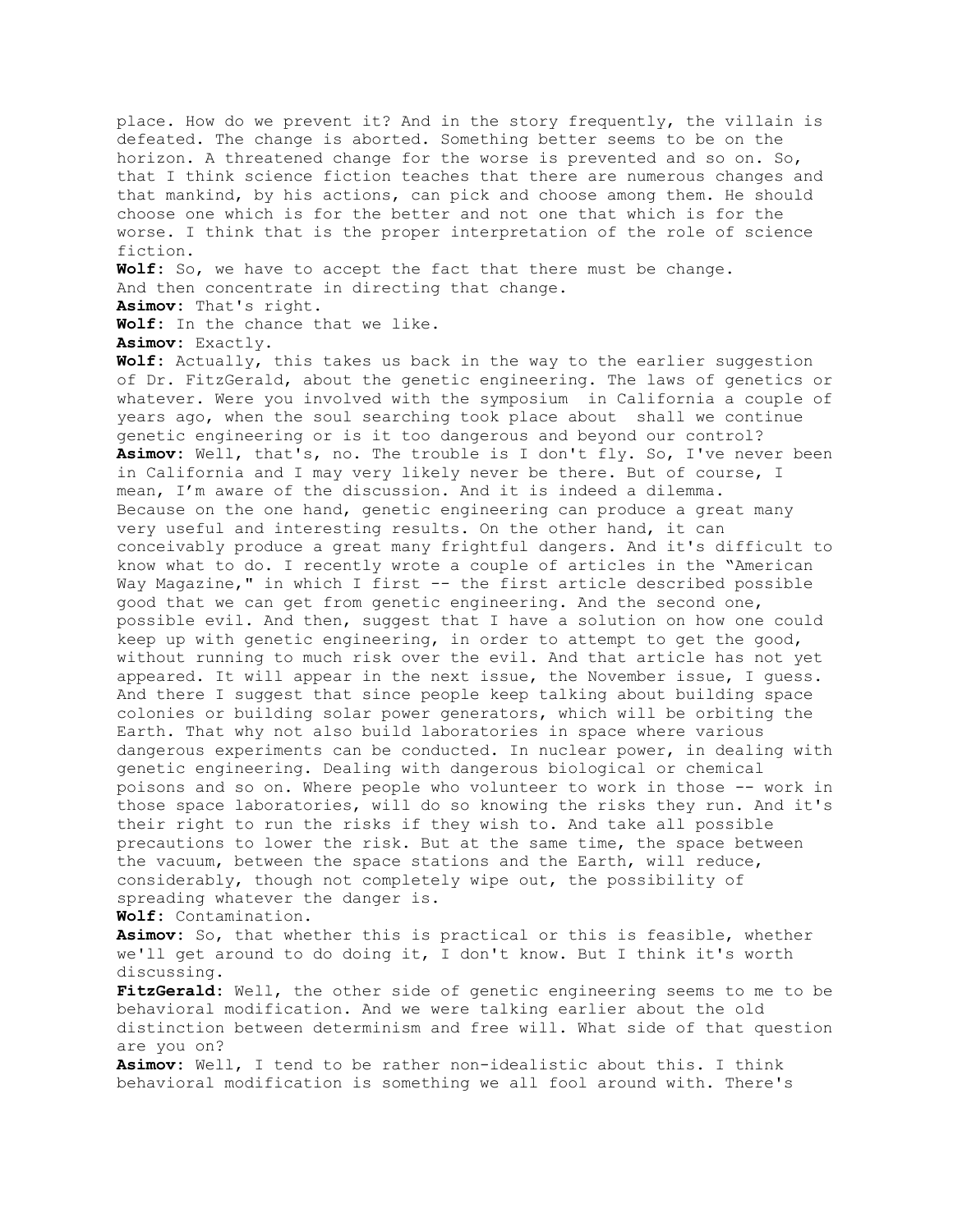place. How do we prevent it? And in the story frequently, the villain is defeated. The change is aborted. Something better seems to be on the horizon. A threatened change for the worse is prevented and so on. So, that I think science fiction teaches that there are numerous changes and that mankind, by his actions, can pick and choose among them. He should choose one which is for the better and not one that which is for the worse. I think that is the proper interpretation of the role of science fiction.

**Wolf**: So, we have to accept the fact that there must be change. And then concentrate in directing that change.

**Asimov**: That's right.

**Wolf**: In the chance that we like.

**Asimov**: Exactly.

**Wolf**: Actually, this takes us back in the way to the earlier suggestion of Dr. FitzGerald, about the genetic engineering. The laws of genetics or whatever. Were you involved with the symposium in California a couple of years ago, when the soul searching took place about shall we continue genetic engineering or is it too dangerous and beyond our control?

**Asimov**: Well, that's, no. The trouble is I don't fly. So, I've never been in California and I may very likely never be there. But of course, I mean, I'm aware of the discussion. And it is indeed a dilemma. Because on the one hand, genetic engineering can produce a great many very useful and interesting results. On the other hand, it can conceivably produce a great many frightful dangers. And it's difficult to know what to do. I recently wrote a couple of articles in the "American Way Magazine," in which I first -- the first article described possible good that we can get from genetic engineering. And the second one, possible evil. And then, suggest that I have a solution on how one could keep up with genetic engineering, in order to attempt to get the good, without running to much risk over the evil. And that article has not yet appeared. It will appear in the next issue, the November issue, I guess. And there I suggest that since people keep talking about building space colonies or building solar power generators, which will be orbiting the Earth. That why not also build laboratories in space where various dangerous experiments can be conducted. In nuclear power, in dealing with genetic engineering. Dealing with dangerous biological or chemical poisons and so on. Where people who volunteer to work in those -- work in those space laboratories, will do so knowing the risks they run. And it's their right to run the risks if they wish to. And take all possible precautions to lower the risk. But at the same time, the space between the vacuum, between the space stations and the Earth, will reduce, considerably, though not completely wipe out, the possibility of spreading whatever the danger is.

**Wolf**: Contamination.

**Asimov**: So, that whether this is practical or this is feasible, whether we'll get around to do doing it, I don't know. But I think it's worth discussing.

**FitzGerald**: Well, the other side of genetic engineering seems to me to be behavioral modification. And we were talking earlier about the old distinction between determinism and free will. What side of that question are you on?

**Asimov**: Well, I tend to be rather non-idealistic about this. I think behavioral modification is something we all fool around with. There's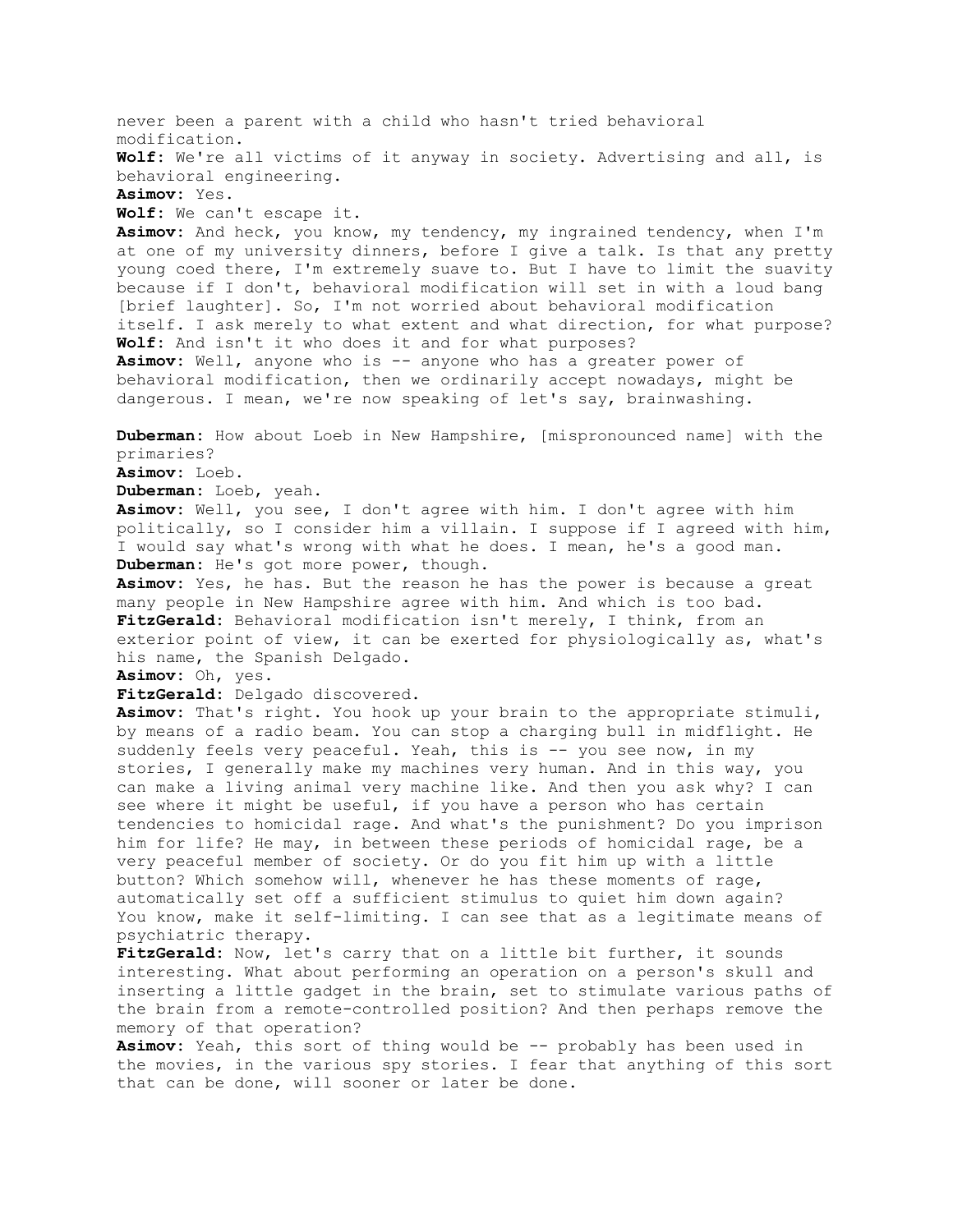never been a parent with a child who hasn't tried behavioral modification.

**Wolf**: We're all victims of it anyway in society. Advertising and all, is behavioral engineering.

**Asimov**: Yes.

**Wolf**: We can't escape it.

**Asimov**: And heck, you know, my tendency, my ingrained tendency, when I'm at one of my university dinners, before I give a talk. Is that any pretty young coed there, I'm extremely suave to. But I have to limit the suavity because if I don't, behavioral modification will set in with a loud bang [brief laughter]. So, I'm not worried about behavioral modification itself. I ask merely to what extent and what direction, for what purpose?

**Wolf**: And isn't it who does it and for what purposes?

**Asimov**: Well, anyone who is -- anyone who has a greater power of behavioral modification, then we ordinarily accept nowadays, might be dangerous. I mean, we're now speaking of let's say, brainwashing.

**Duberman**: How about Loeb in New Hampshire, [mispronounced name] with the primaries?

**Asimov**: Loeb.

**Duberman**: Loeb, yeah.

**Asimov**: Well, you see, I don't agree with him. I don't agree with him politically, so I consider him a villain. I suppose if I agreed with him, I would say what's wrong with what he does. I mean, he's a good man.

**Duberman**: He's got more power, though.

**Asimov**: Yes, he has. But the reason he has the power is because a great many people in New Hampshire agree with him. And which is too bad.

**FitzGerald**: Behavioral modification isn't merely, I think, from an exterior point of view, it can be exerted for physiologically as, what's his name, the Spanish Delgado.

**Asimov**: Oh, yes.

**FitzGerald**: Delgado discovered.

**Asimov**: That's right. You hook up your brain to the appropriate stimuli, by means of a radio beam. You can stop a charging bull in midflight. He suddenly feels very peaceful. Yeah, this is -- you see now, in my stories, I generally make my machines very human. And in this way, you can make a living animal very machine like. And then you ask why? I can see where it might be useful, if you have a person who has certain tendencies to homicidal rage. And what's the punishment? Do you imprison him for life? He may, in between these periods of homicidal rage, be a very peaceful member of society. Or do you fit him up with a little button? Which somehow will, whenever he has these moments of rage, automatically set off a sufficient stimulus to quiet him down again? You know, make it self-limiting. I can see that as a legitimate means of psychiatric therapy.

**FitzGerald**: Now, let's carry that on a little bit further, it sounds interesting. What about performing an operation on a person's skull and inserting a little gadget in the brain, set to stimulate various paths of the brain from a remote-controlled position? And then perhaps remove the memory of that operation?

**Asimov**: Yeah, this sort of thing would be -- probably has been used in the movies, in the various spy stories. I fear that anything of this sort that can be done, will sooner or later be done.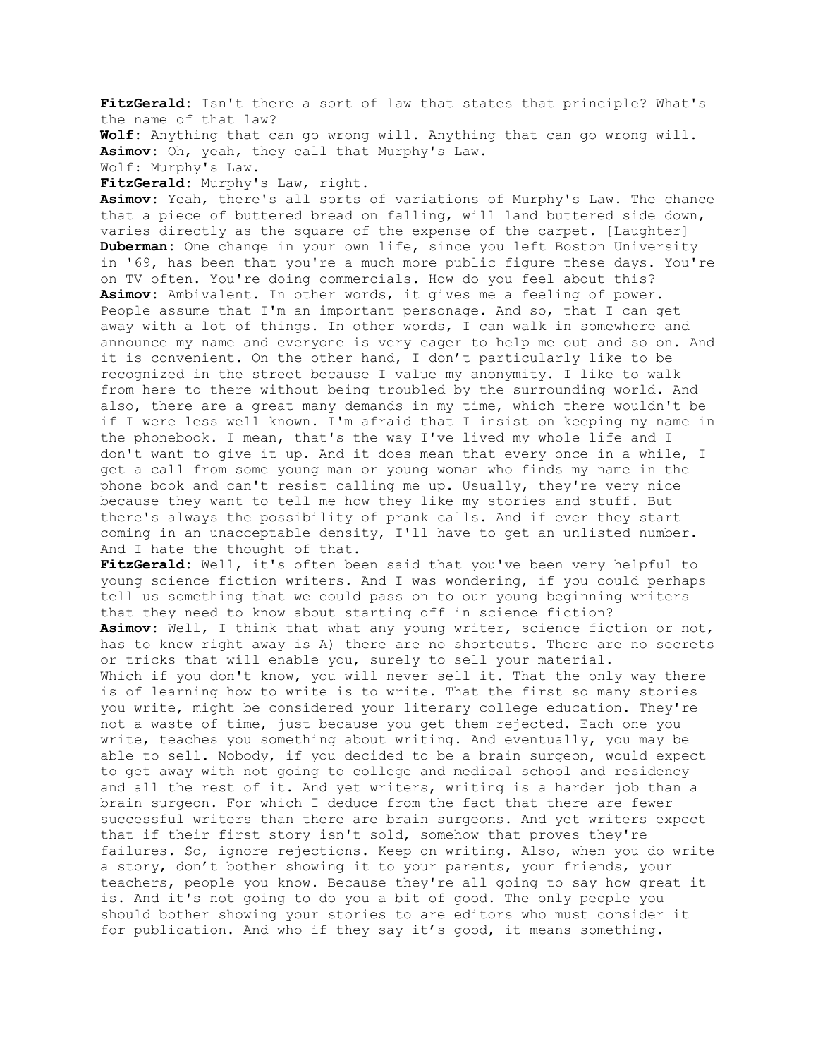**FitzGerald**: Isn't there a sort of law that states that principle? What's the name of that law?

**Wolf**: Anything that can go wrong will. Anything that can go wrong will.

**Asimov**: Oh, yeah, they call that Murphy's Law.

Wolf: Murphy's Law.

**FitzGerald**: Murphy's Law, right.

**Asimov**: Yeah, there's all sorts of variations of Murphy's Law. The chance that a piece of buttered bread on falling, will land buttered side down, varies directly as the square of the expense of the carpet. [Laughter]

**Duberman**: One change in your own life, since you left Boston University in '69, has been that you're a much more public figure these days. You're on TV often. You're doing commercials. How do you feel about this?

**Asimov**: Ambivalent. In other words, it gives me a feeling of power. People assume that I'm an important personage. And so, that I can get away with a lot of things. In other words, I can walk in somewhere and announce my name and everyone is very eager to help me out and so on. And it is convenient. On the other hand, I don't particularly like to be recognized in the street because I value my anonymity. I like to walk from here to there without being troubled by the surrounding world. And also, there are a great many demands in my time, which there wouldn't be if I were less well known. I'm afraid that I insist on keeping my name in the phonebook. I mean, that's the way I've lived my whole life and I don't want to give it up. And it does mean that every once in a while, I get a call from some young man or young woman who finds my name in the phone book and can't resist calling me up. Usually, they're very nice because they want to tell me how they like my stories and stuff. But there's always the possibility of prank calls. And if ever they start coming in an unacceptable density, I'll have to get an unlisted number. And I hate the thought of that.

**FitzGerald**: Well, it's often been said that you've been very helpful to young science fiction writers. And I was wondering, if you could perhaps tell us something that we could pass on to our young beginning writers that they need to know about starting off in science fiction?

**Asimov**: Well, I think that what any young writer, science fiction or not, has to know right away is A) there are no shortcuts. There are no secrets or tricks that will enable you, surely to sell your material. Which if you don't know, you will never sell it. That the only way there is of learning how to write is to write. That the first so many stories you write, might be considered your literary college education. They're not a waste of time, just because you get them rejected. Each one you write, teaches you something about writing. And eventually, you may be able to sell. Nobody, if you decided to be a brain surgeon, would expect to get away with not going to college and medical school and residency and all the rest of it. And yet writers, writing is a harder job than a brain surgeon. For which I deduce from the fact that there are fewer successful writers than there are brain surgeons. And yet writers expect that if their first story isn't sold, somehow that proves they're failures. So, ignore rejections. Keep on writing. Also, when you do write a story, don't bother showing it to your parents, your friends, your teachers, people you know. Because they're all going to say how great it is. And it's not going to do you a bit of good. The only people you should bother showing your stories to are editors who must consider it for publication. And who if they say it's good, it means something.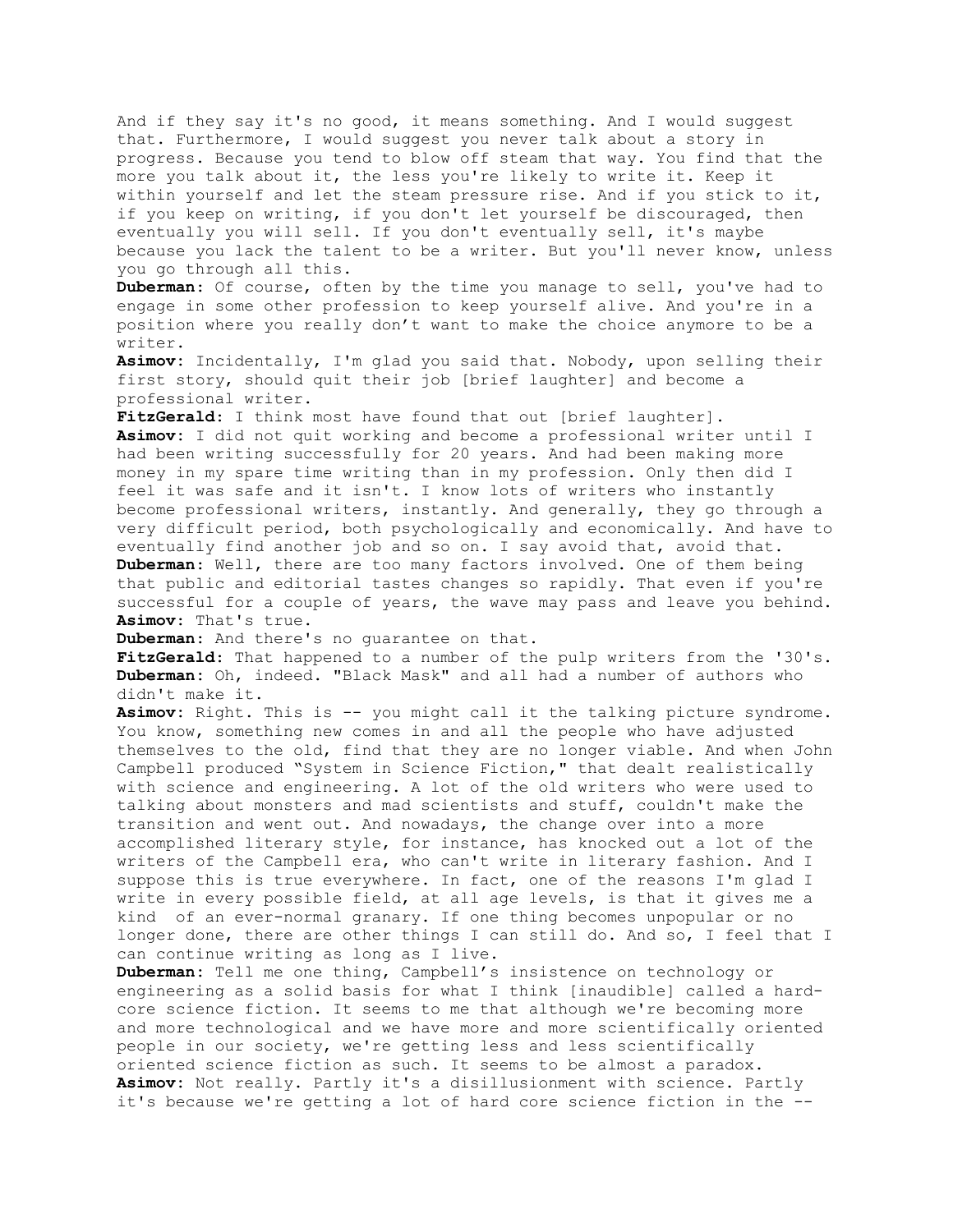And if they say it's no good, it means something. And I would suggest that. Furthermore, I would suggest you never talk about a story in progress. Because you tend to blow off steam that way. You find that the more you talk about it, the less you're likely to write it. Keep it within yourself and let the steam pressure rise. And if you stick to it, if you keep on writing, if you don't let yourself be discouraged, then eventually you will sell. If you don't eventually sell, it's maybe because you lack the talent to be a writer. But you'll never know, unless you go through all this.

**Duberman:** Of course, often by the time you manage to sell, you've had to engage in some other profession to keep yourself alive. And you're in a position where you really don't want to make the choice anymore to be a writer.

**Asimov:** Incidentally, I'm glad you said that. Nobody, upon selling their first story, should quit their job [brief laughter] and become a professional writer.

**FitzGerald:** I think most have found that out [brief laughter].

**Asimov:** I did not quit working and become a professional writer until I had been writing successfully for 20 years. And had been making more money in my spare time writing than in my profession. Only then did I feel it was safe and it isn't. I know lots of writers who instantly become professional writers, instantly. And generally, they go through a very difficult period, both psychologically and economically. And have to eventually find another job and so on. I say avoid that, avoid that.

**Duberman:** Well, there are too many factors involved. One of them being that public and editorial tastes changes so rapidly. That even if you're successful for a couple of years, the wave may pass and leave you behind.

**Asimov:** That's true.

**Duberman:** And there's no guarantee on that.

**FitzGerald:** That happened to a number of the pulp writers from the '30's.

**Duberman:** Oh, indeed. "Black Mask" and all had a number of authors who didn't make it.

**Asimov:** Right. This is -- you might call it the talking picture syndrome. You know, something new comes in and all the people who have adjusted themselves to the old, find that they are no longer viable. And when John Campbell produced "System in Science Fiction," that dealt realistically with science and engineering. A lot of the old writers who were used to talking about monsters and mad scientists and stuff, couldn't make the transition and went out. And nowadays, the change over into a more accomplished literary style, for instance, has knocked out a lot of the writers of the Campbell era, who can't write in literary fashion. And I suppose this is true everywhere. In fact, one of the reasons I'm glad I write in every possible field, at all age levels, is that it gives me a kind of an ever-normal granary. If one thing becomes unpopular or no longer done, there are other things I can still do. And so, I feel that I can continue writing as long as I live.

**Duberman:** Tell me one thing, Campbell's insistence on technology or engineering as a solid basis for what I think [inaudible] called a hard-core science fiction. It seems to me that although we're becoming more and more technological and we have more and more scientifically oriented people in our society, we're getting less and less scientifically oriented science fiction as such. It seems to be almost a paradox.

**Asimov:** Not really. Partly it's a disillusionment with science. Partly it's because we're getting a lot of hard core science fiction in the --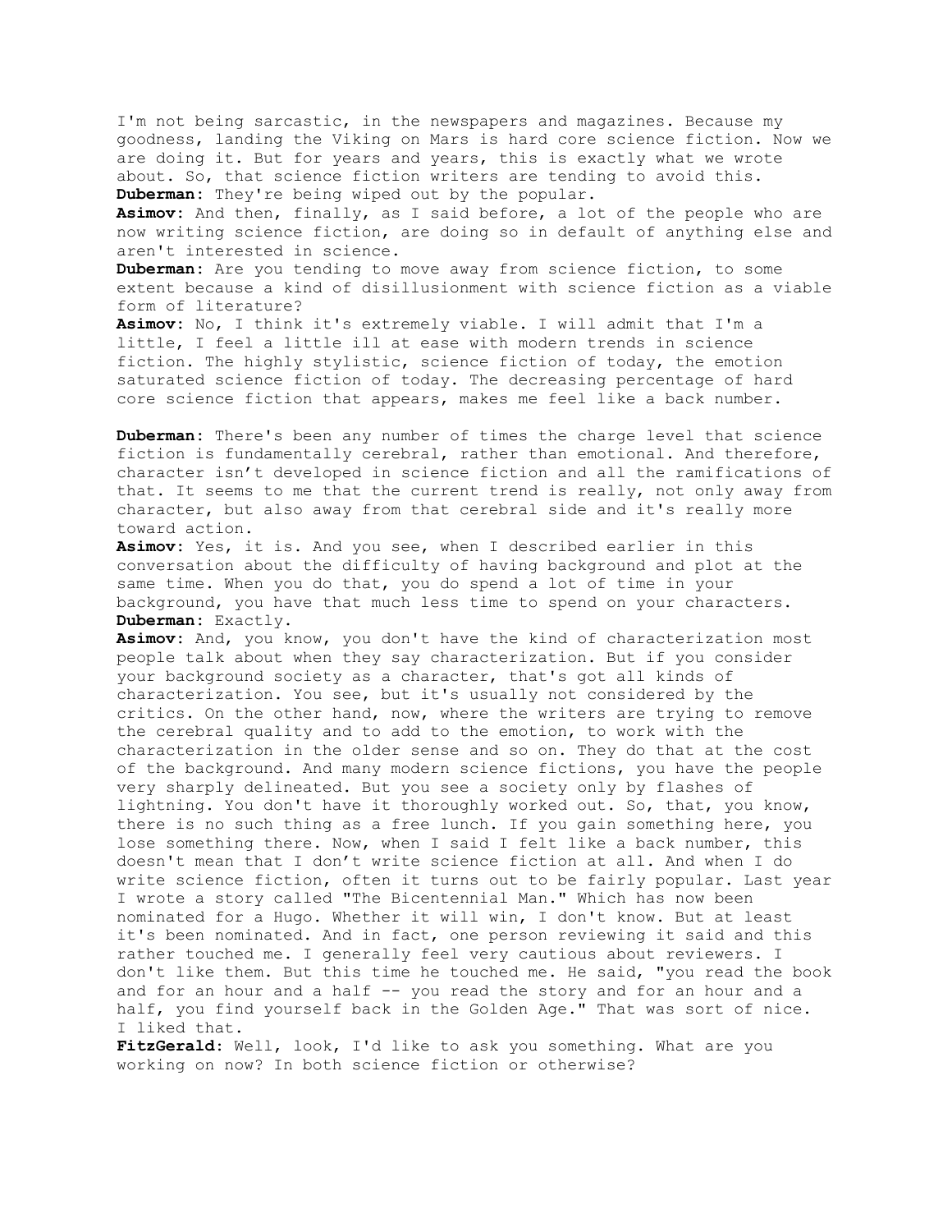I'm not being sarcastic, in the newspapers and magazines. Because my goodness, landing the Viking on Mars is hard core science fiction. Now we are doing it. But for years and years, this is exactly what we wrote about. So, that science fiction writers are tending to avoid this.
**Duberman**: They're being wiped out by the popular.
**Asimov**: And then, finally, as I said before, a lot of the people who are now writing science fiction, are doing so in default of anything else and aren't interested in science.
**Duberman**: Are you tending to move away from science fiction, to some extent because a kind of disillusionment with science fiction as a viable form of literature?
**Asimov**: No, I think it's extremely viable. I will admit that I'm a little, I feel a little ill at ease with modern trends in science fiction. The highly stylistic, science fiction of today, the emotion saturated science fiction of today. The decreasing percentage of hard core science fiction that appears, makes me feel like a back number.

**Duberman**: There's been any number of times the charge level that science fiction is fundamentally cerebral, rather than emotional. And therefore, character isn't developed in science fiction and all the ramifications of that. It seems to me that the current trend is really, not only away from character, but also away from that cerebral side and it's really more toward action.
**Asimov**: Yes, it is. And you see, when I described earlier in this conversation about the difficulty of having background and plot at the same time. When you do that, you do spend a lot of time in your background, you have that much less time to spend on your characters.
**Duberman**: Exactly.
**Asimov**: And, you know, you don't have the kind of characterization most people talk about when they say characterization. But if you consider your background society as a character, that's got all kinds of characterization. You see, but it's usually not considered by the critics. On the other hand, now, where the writers are trying to remove the cerebral quality and to add to the emotion, to work with the characterization in the older sense and so on. They do that at the cost of the background. And many modern science fictions, you have the people very sharply delineated. But you see a society only by flashes of lightning. You don't have it thoroughly worked out. So, that, you know, there is no such thing as a free lunch. If you gain something here, you lose something there. Now, when I said I felt like a back number, this doesn't mean that I don't write science fiction at all. And when I do write science fiction, often it turns out to be fairly popular. Last year I wrote a story called "The Bicentennial Man." Which has now been nominated for a Hugo. Whether it will win, I don't know. But at least it's been nominated. And in fact, one person reviewing it said and this rather touched me. I generally feel very cautious about reviewers. I don't like them. But this time he touched me. He said, "you read the book and for an hour and a half -- you read the story and for an hour and a half, you find yourself back in the Golden Age." That was sort of nice. I liked that.
**FitzGerald**: Well, look, I'd like to ask you something. What are you working on now? In both science fiction or otherwise?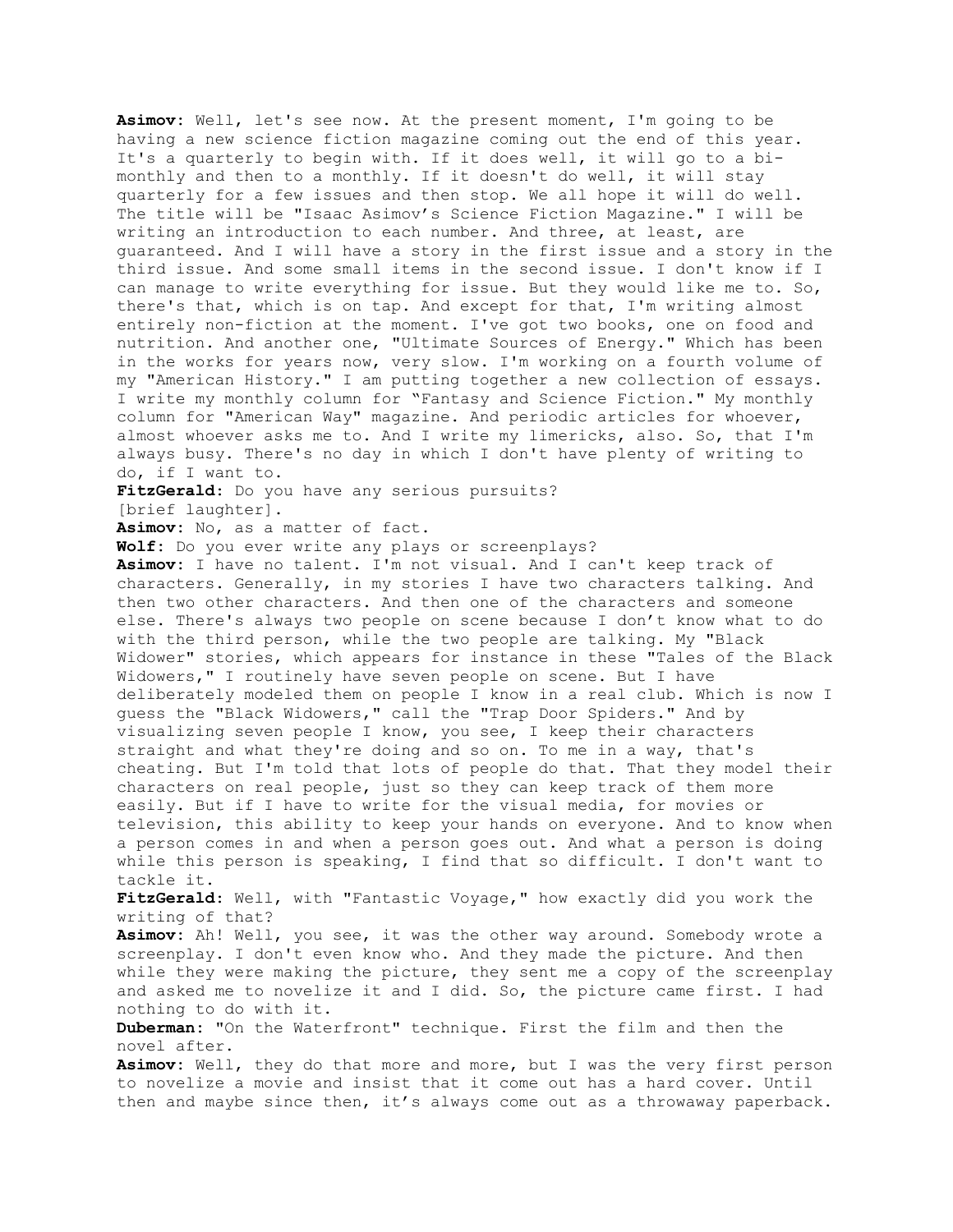**Asimov**: Well, let's see now. At the present moment, I'm going to be having a new science fiction magazine coming out the end of this year. It's a quarterly to begin with. If it does well, it will go to a bi-monthly and then to a monthly. If it doesn't do well, it will stay quarterly for a few issues and then stop. We all hope it will do well. The title will be "Isaac Asimov's Science Fiction Magazine." I will be writing an introduction to each number. And three, at least, are guaranteed. And I will have a story in the first issue and a story in the third issue. And some small items in the second issue. I don't know if I can manage to write everything for issue. But they would like me to. So, there's that, which is on tap. And except for that, I'm writing almost entirely non-fiction at the moment. I've got two books, one on food and nutrition. And another one, "Ultimate Sources of Energy." Which has been in the works for years now, very slow. I'm working on a fourth volume of my "American History." I am putting together a new collection of essays. I write my monthly column for "Fantasy and Science Fiction." My monthly column for "American Way" magazine. And periodic articles for whoever, almost whoever asks me to. And I write my limericks, also. So, that I'm always busy. There's no day in which I don't have plenty of writing to do, if I want to.

**FitzGerald**: Do you have any serious pursuits?

[brief laughter].

**Asimov**: No, as a matter of fact.

**Wolf**: Do you ever write any plays or screenplays?

**Asimov**: I have no talent. I'm not visual. And I can't keep track of characters. Generally, in my stories I have two characters talking. And then two other characters. And then one of the characters and someone else. There's always two people on scene because I don't know what to do with the third person, while the two people are talking. My "Black Widower" stories, which appears for instance in these "Tales of the Black Widowers," I routinely have seven people on scene. But I have deliberately modeled them on people I know in a real club. Which is now I guess the "Black Widowers," call the "Trap Door Spiders." And by visualizing seven people I know, you see, I keep their characters straight and what they're doing and so on. To me in a way, that's cheating. But I'm told that lots of people do that. That they model their characters on real people, just so they can keep track of them more easily. But if I have to write for the visual media, for movies or television, this ability to keep your hands on everyone. And to know when a person comes in and when a person goes out. And what a person is doing while this person is speaking, I find that so difficult. I don't want to tackle it.

**FitzGerald**: Well, with "Fantastic Voyage," how exactly did you work the writing of that?

**Asimov**: Ah! Well, you see, it was the other way around. Somebody wrote a screenplay. I don't even know who. And they made the picture. And then while they were making the picture, they sent me a copy of the screenplay and asked me to novelize it and I did. So, the picture came first. I had nothing to do with it.

**Duberman**: "On the Waterfront" technique. First the film and then the novel after.

**Asimov**: Well, they do that more and more, but I was the very first person to novelize a movie and insist that it come out has a hard cover. Until then and maybe since then, it's always come out as a throwaway paperback.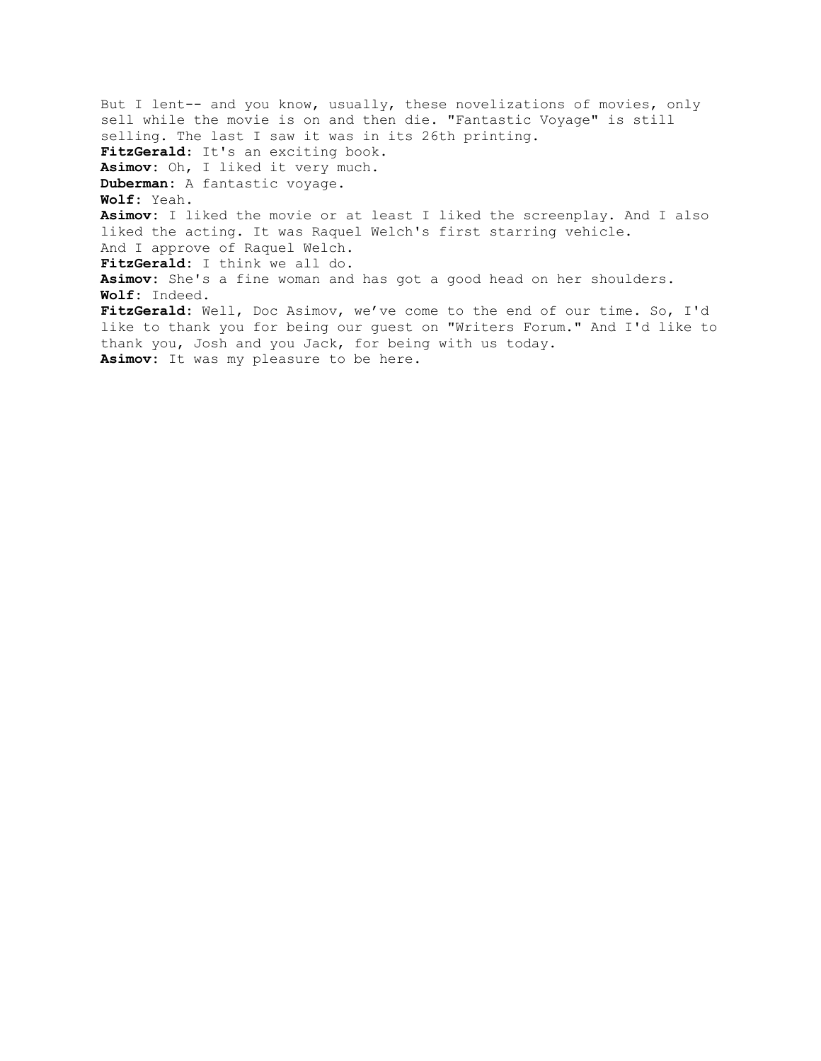But I lent-- and you know, usually, these novelizations of movies, only sell while the movie is on and then die. "Fantastic Voyage" is still selling. The last I saw it was in its 26th printing.

**FitzGerald:** It's an exciting book.

**Asimov:** Oh, I liked it very much.

**Duberman:** A fantastic voyage.

**Wolf:** Yeah.

**Asimov:** I liked the movie or at least I liked the screenplay. And I also liked the acting. It was Raquel Welch's first starring vehicle. And I approve of Raquel Welch.

**FitzGerald:** I think we all do.

**Asimov:** She's a fine woman and has got a good head on her shoulders.

**Wolf:** Indeed.

**FitzGerald:** Well, Doc Asimov, we've come to the end of our time. So, I'd like to thank you for being our guest on "Writers Forum." And I'd like to thank you, Josh and you Jack, for being with us today.

**Asimov:** It was my pleasure to be here.